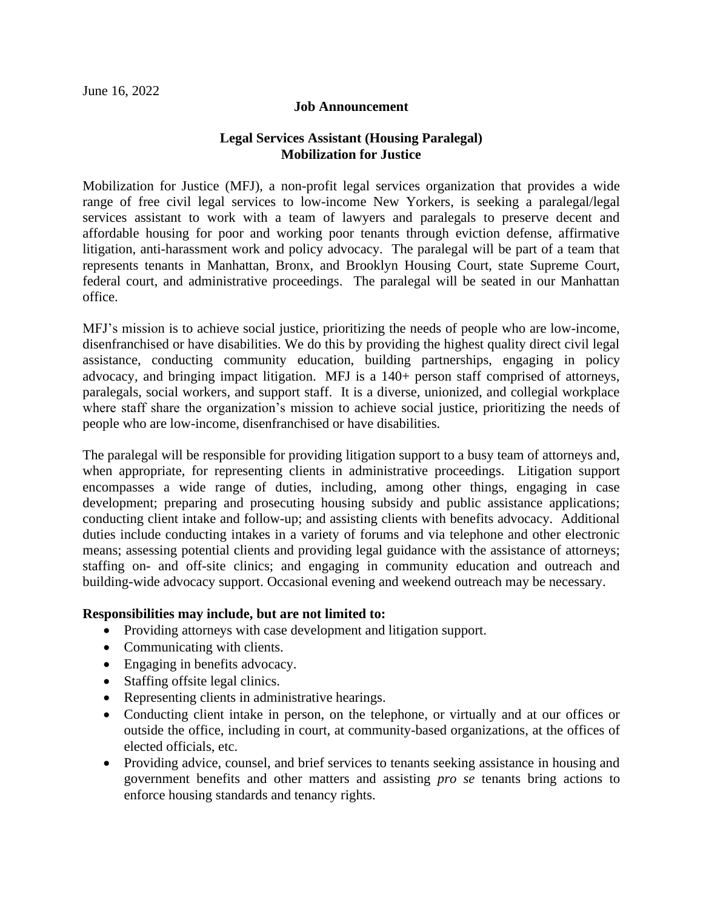June 16, 2022

**Job Announcement**

**Legal Services Assistant (Housing Paralegal)**
**Mobilization for Justice**

Mobilization for Justice (MFJ), a non-profit legal services organization that provides a wide range of free civil legal services to low-income New Yorkers, is seeking a paralegal/legal services assistant to work with a team of lawyers and paralegals to preserve decent and affordable housing for poor and working poor tenants through eviction defense, affirmative litigation, anti-harassment work and policy advocacy. The paralegal will be part of a team that represents tenants in Manhattan, Bronx, and Brooklyn Housing Court, state Supreme Court, federal court, and administrative proceedings. The paralegal will be seated in our Manhattan office.

MFJ's mission is to achieve social justice, prioritizing the needs of people who are low-income, disenfranchised or have disabilities. We do this by providing the highest quality direct civil legal assistance, conducting community education, building partnerships, engaging in policy advocacy, and bringing impact litigation. MFJ is a 140+ person staff comprised of attorneys, paralegals, social workers, and support staff. It is a diverse, unionized, and collegial workplace where staff share the organization's mission to achieve social justice, prioritizing the needs of people who are low-income, disenfranchised or have disabilities.

The paralegal will be responsible for providing litigation support to a busy team of attorneys and, when appropriate, for representing clients in administrative proceedings. Litigation support encompasses a wide range of duties, including, among other things, engaging in case development; preparing and prosecuting housing subsidy and public assistance applications; conducting client intake and follow-up; and assisting clients with benefits advocacy. Additional duties include conducting intakes in a variety of forums and via telephone and other electronic means; assessing potential clients and providing legal guidance with the assistance of attorneys; staffing on- and off-site clinics; and engaging in community education and outreach and building-wide advocacy support. Occasional evening and weekend outreach may be necessary.

**Responsibilities may include, but are not limited to:**

- Providing attorneys with case development and litigation support.
- Communicating with clients.
- Engaging in benefits advocacy.
- Staffing offsite legal clinics.
- Representing clients in administrative hearings.
- Conducting client intake in person, on the telephone, or virtually and at our offices or outside the office, including in court, at community-based organizations, at the offices of elected officials, etc.
- Providing advice, counsel, and brief services to tenants seeking assistance in housing and government benefits and other matters and assisting *pro se* tenants bring actions to enforce housing standards and tenancy rights.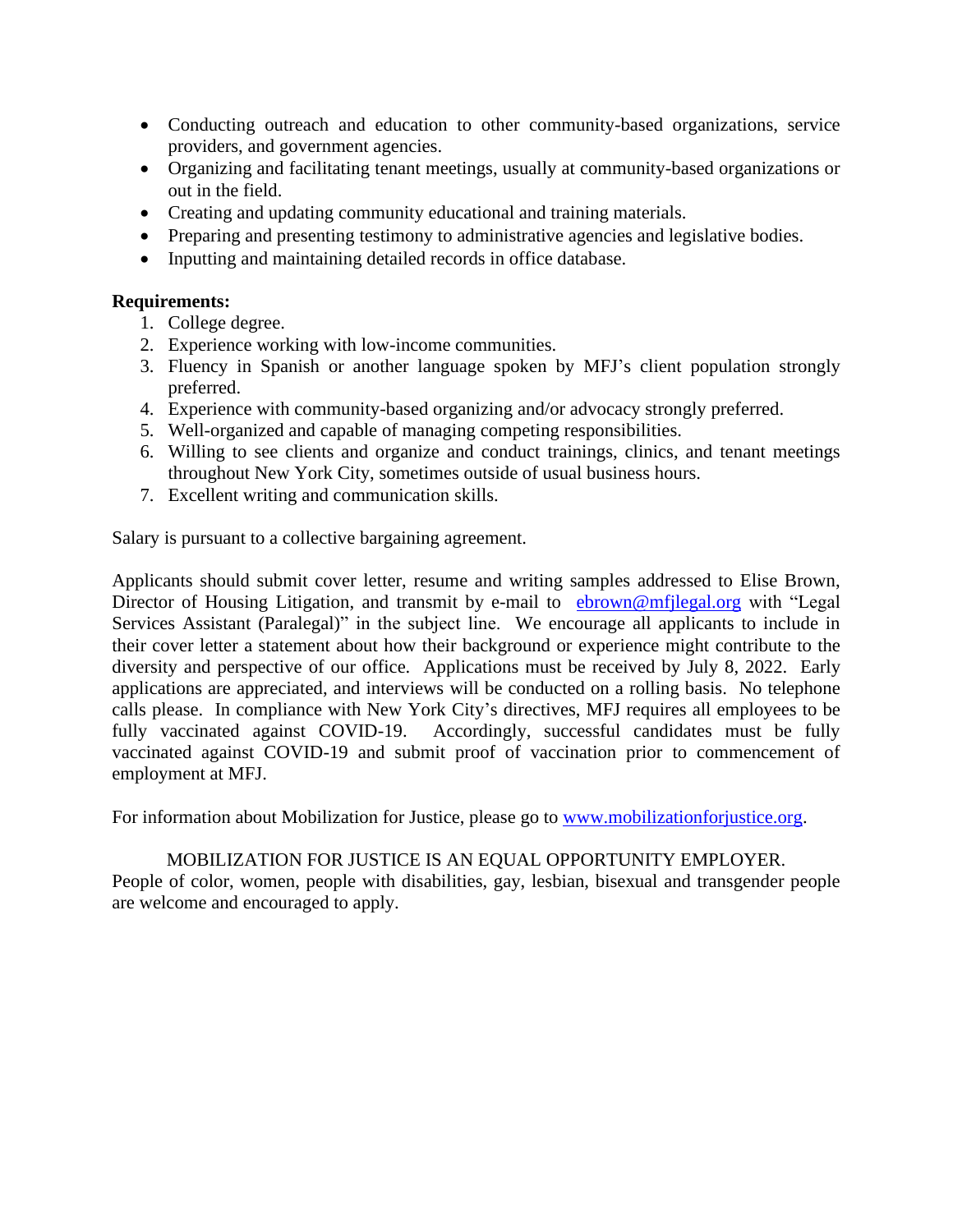- Conducting outreach and education to other community-based organizations, service providers, and government agencies.
- Organizing and facilitating tenant meetings, usually at community-based organizations or out in the field.
- Creating and updating community educational and training materials.
- Preparing and presenting testimony to administrative agencies and legislative bodies.
- Inputting and maintaining detailed records in office database.

**Requirements:**

1. College degree.
2. Experience working with low-income communities.
3. Fluency in Spanish or another language spoken by MFJ's client population strongly preferred.
4. Experience with community-based organizing and/or advocacy strongly preferred.
5. Well-organized and capable of managing competing responsibilities.
6. Willing to see clients and organize and conduct trainings, clinics, and tenant meetings throughout New York City, sometimes outside of usual business hours.
7. Excellent writing and communication skills.

Salary is pursuant to a collective bargaining agreement.

Applicants should submit cover letter, resume and writing samples addressed to Elise Brown, Director of Housing Litigation, and transmit by e-mail to ebrown@mfjlegal.org with "Legal Services Assistant (Paralegal)" in the subject line. We encourage all applicants to include in their cover letter a statement about how their background or experience might contribute to the diversity and perspective of our office. Applications must be received by July 8, 2022. Early applications are appreciated, and interviews will be conducted on a rolling basis. No telephone calls please. In compliance with New York City's directives, MFJ requires all employees to be fully vaccinated against COVID-19. Accordingly, successful candidates must be fully vaccinated against COVID-19 and submit proof of vaccination prior to commencement of employment at MFJ.

For information about Mobilization for Justice, please go to www.mobilizationforjustice.org.

MOBILIZATION FOR JUSTICE IS AN EQUAL OPPORTUNITY EMPLOYER.
People of color, women, people with disabilities, gay, lesbian, bisexual and transgender people are welcome and encouraged to apply.